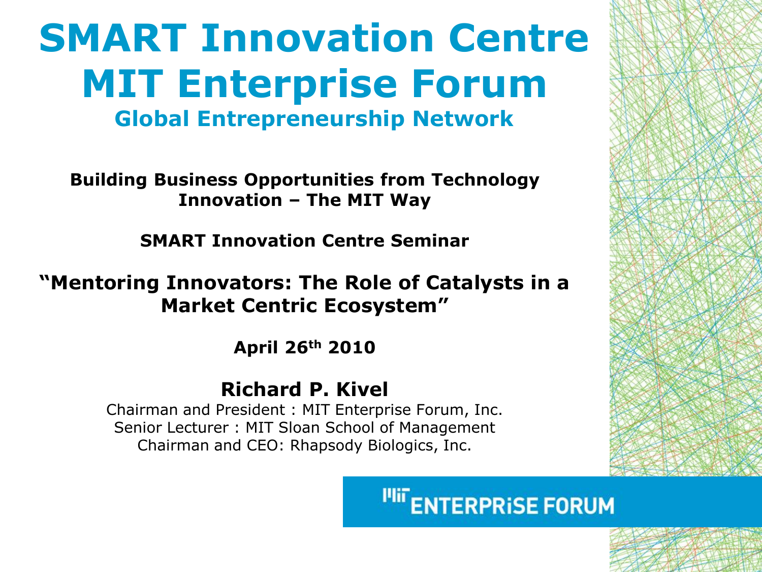# SMART Innovation Centre
# MIT Enterprise Forum

## Global Entrepreneurship Network

**Building Business Opportunities from Technology Innovation – The MIT Way**

**SMART Innovation Centre Seminar**

**"Mentoring Innovators: The Role of Catalysts in a Market Centric Ecosystem"**

**April 26th 2010**

**Richard P. Kivel**

Chairman and President : MIT Enterprise Forum, Inc.
Senior Lecturer : MIT Sloan School of Management
Chairman and CEO: Rhapsody Biologics, Inc.

MIT ENTERPRiSE FORUM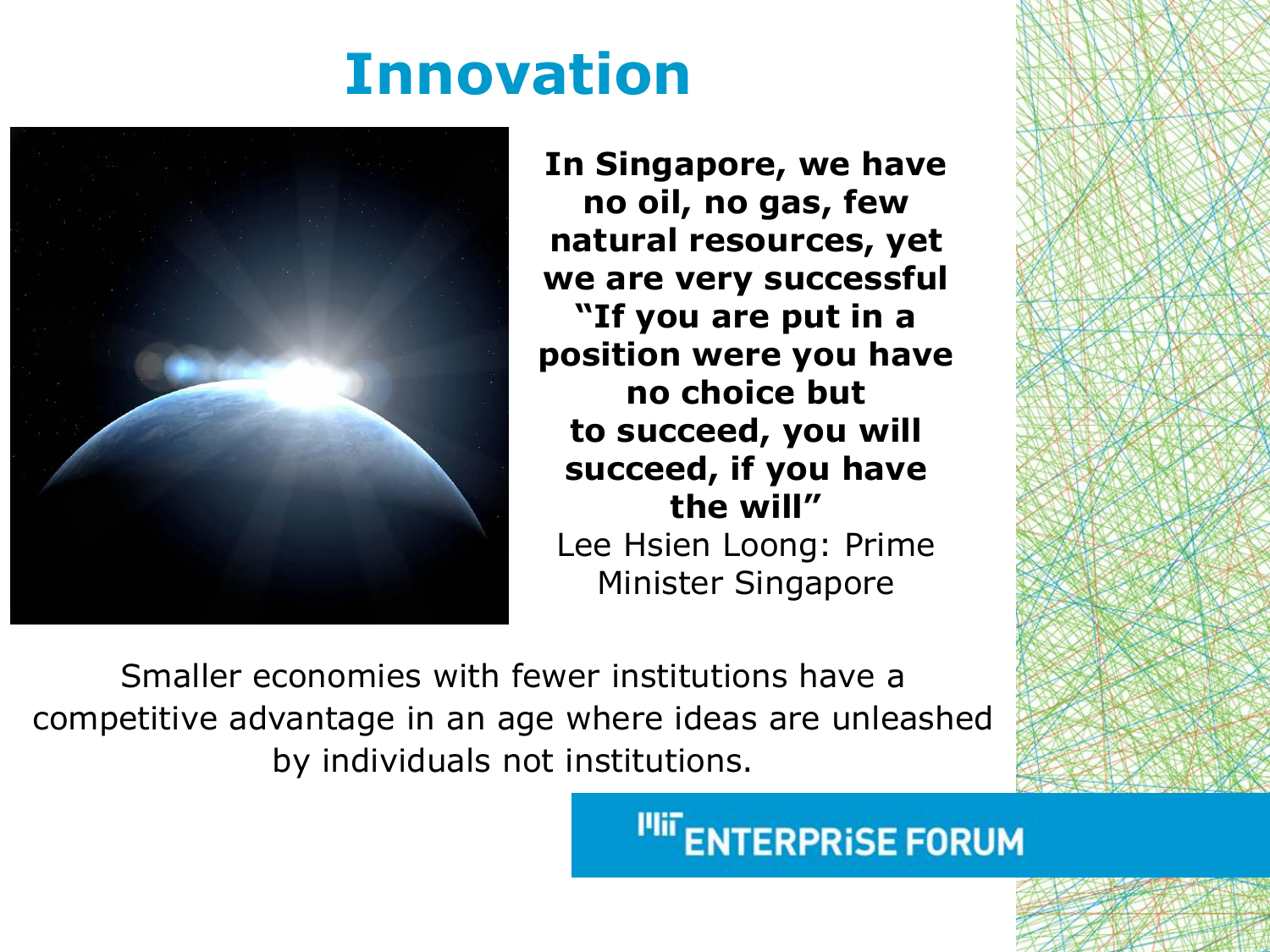# Innovation

**In Singapore, we have no oil, no gas, few natural resources, yet we are very successful "If you are put in a position were you have no choice but to succeed, you will succeed, if you have the will"**

Lee Hsien Loong: Prime Minister Singapore

Smaller economies with fewer institutions have a competitive advantage in an age where ideas are unleashed by individuals not institutions.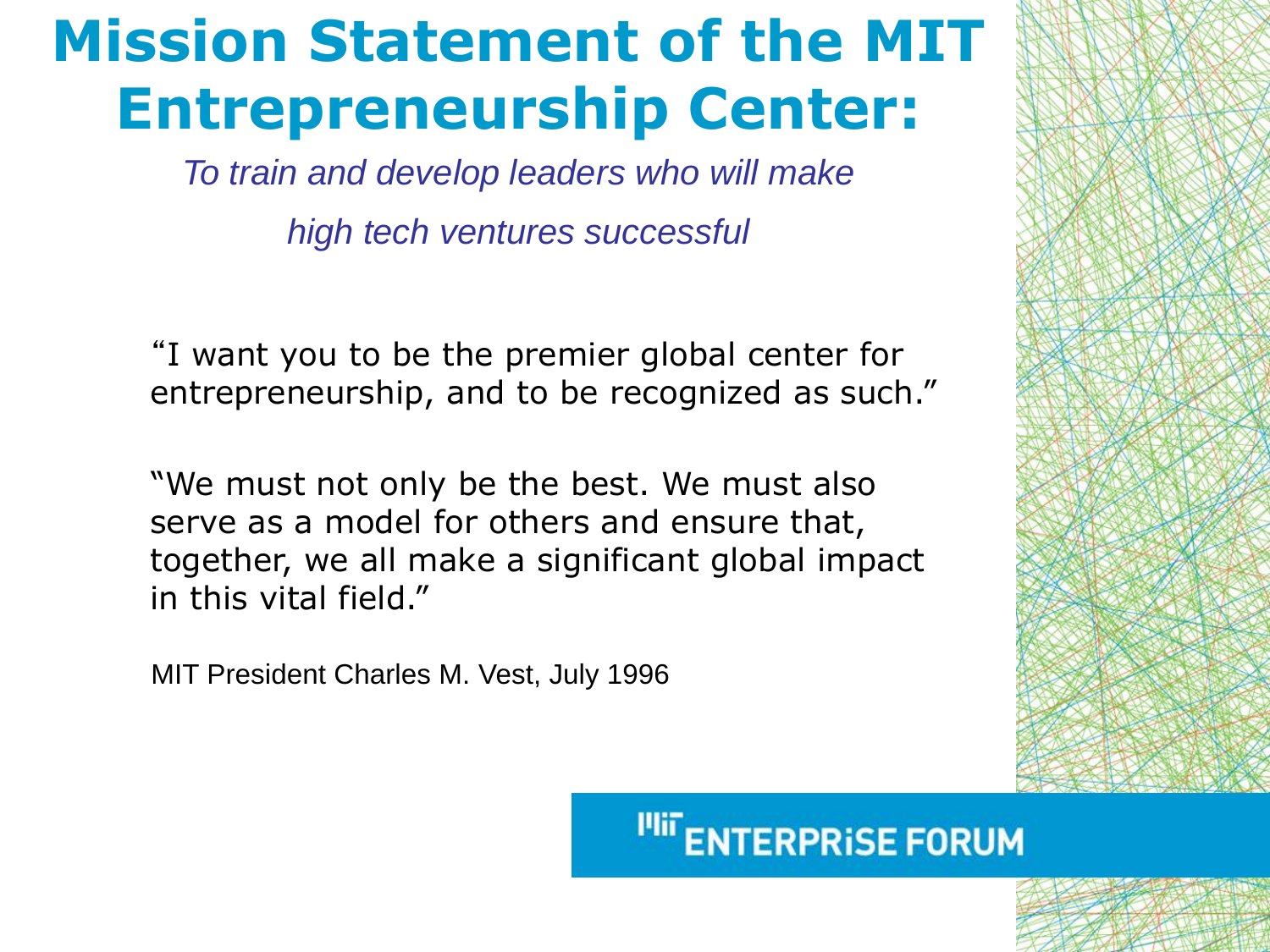# Mission Statement of the MIT Entrepreneurship Center:

*To train and develop leaders who will make high tech ventures successful*

"I want you to be the premier global center for entrepreneurship, and to be recognized as such."

"We must not only be the best. We must also serve as a model for others and ensure that, together, we all make a significant global impact in this vital field."

MIT President Charles M. Vest, July 1996

MIT ENTERPRISE FORUM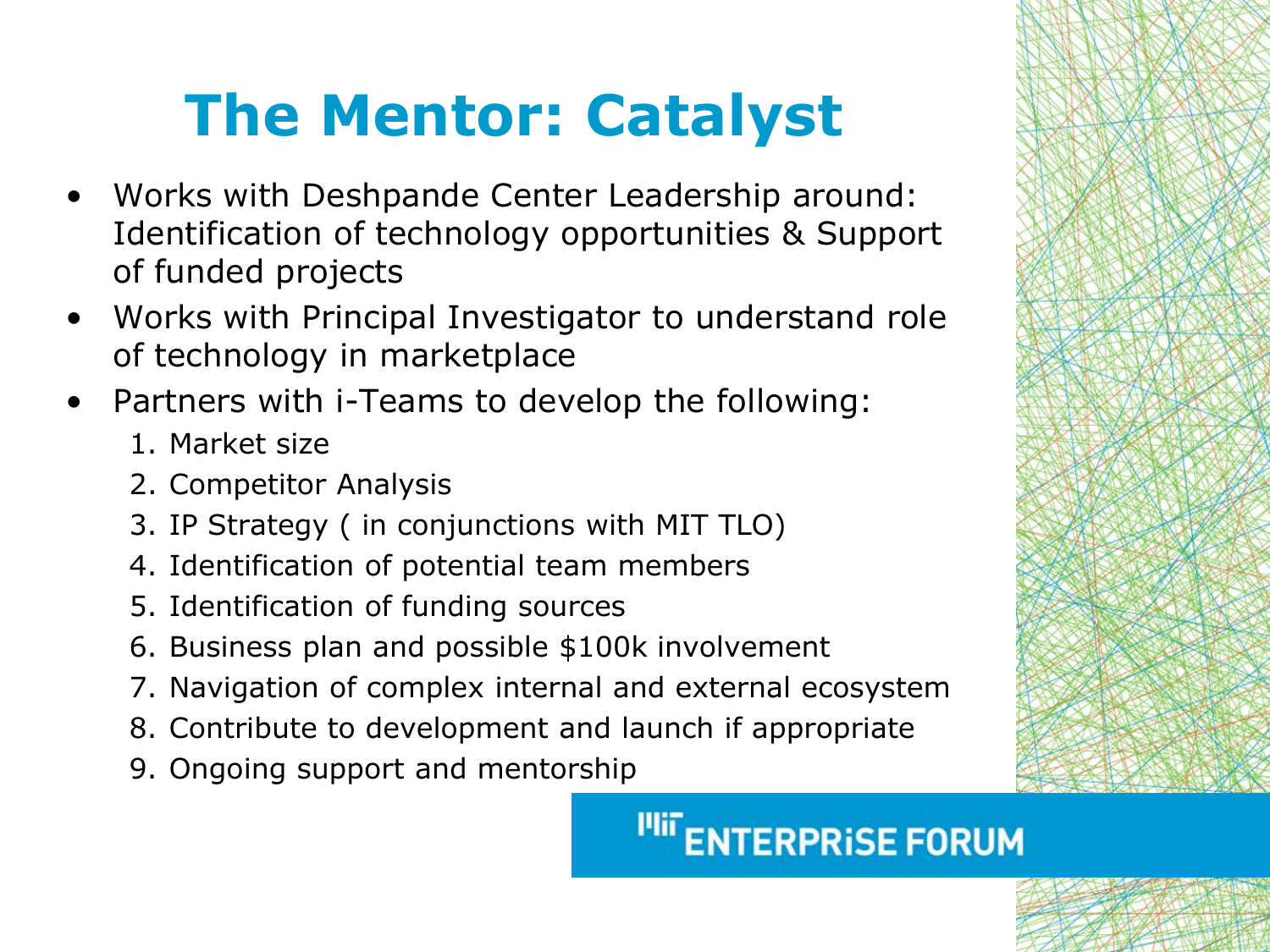# The Mentor: Catalyst

- Works with Deshpande Center Leadership around: Identification of technology opportunities & Support of funded projects
- Works with Principal Investigator to understand role of technology in marketplace
- Partners with i-Teams to develop the following:
  1. Market size
  2. Competitor Analysis
  3. IP Strategy ( in conjunctions with MIT TLO)
  4. Identification of potential team members
  5. Identification of funding sources
  6. Business plan and possible $100k involvement
  7. Navigation of complex internal and external ecosystem
  8. Contribute to development and launch if appropriate
  9. Ongoing support and mentorship

MIT ENTERPRISE FORUM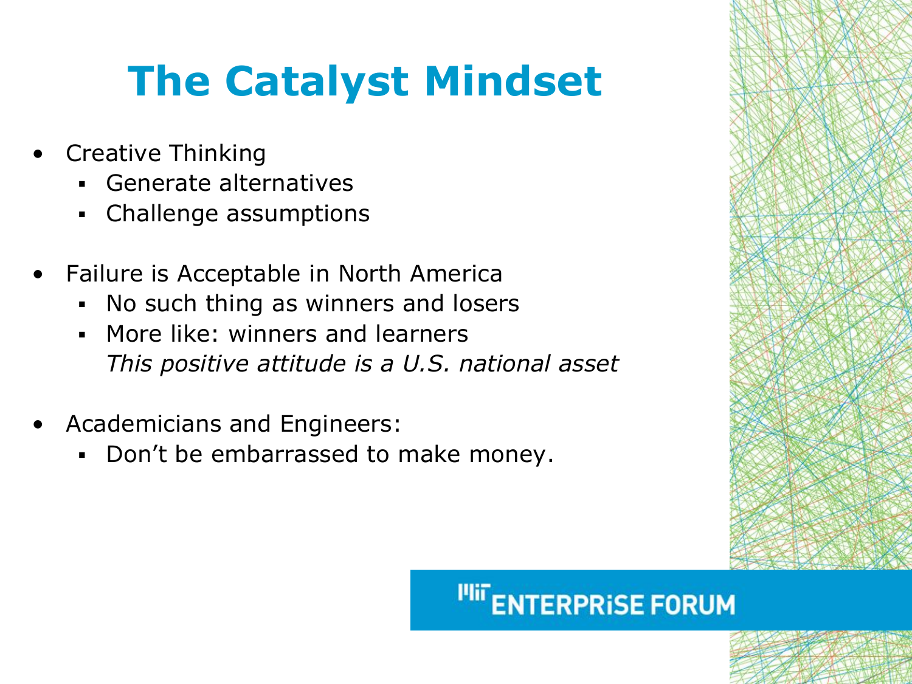# The Catalyst Mindset

- Creative Thinking
  - Generate alternatives
  - Challenge assumptions

- Failure is Acceptable in North America
  - No such thing as winners and losers
  - More like: winners and learners
    *This positive attitude is a U.S. national asset*

- Academicians and Engineers:
  - Don't be embarrassed to make money.

MIT ENTERPRISE FORUM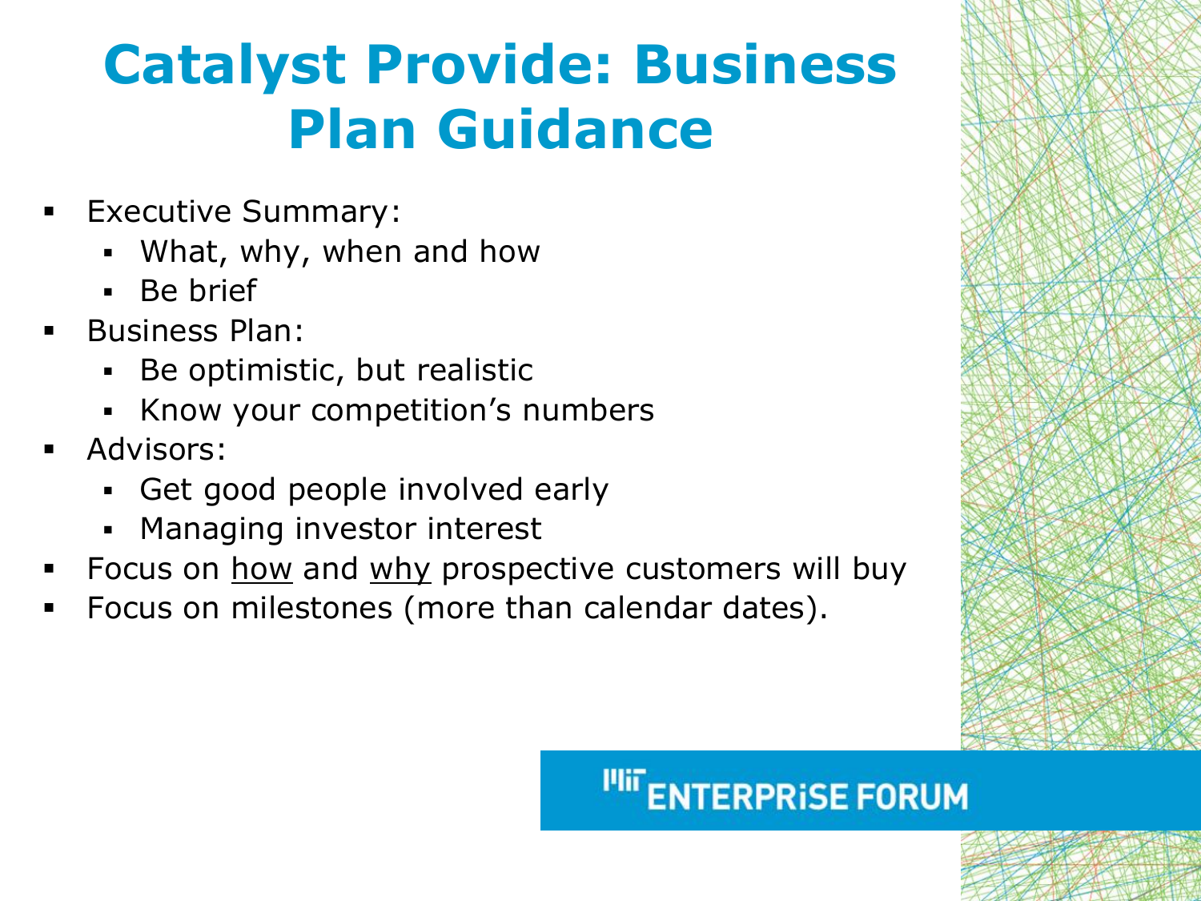# Catalyst Provide: Business Plan Guidance

- Executive Summary:
  - What, why, when and how
  - Be brief
- Business Plan:
  - Be optimistic, but realistic
  - Know your competition's numbers
- Advisors:
  - Get good people involved early
  - Managing investor interest
- Focus on <u>how</u> and <u>why</u> prospective customers will buy
- Focus on milestones (more than calendar dates).

MIT ENTERPRISE FORUM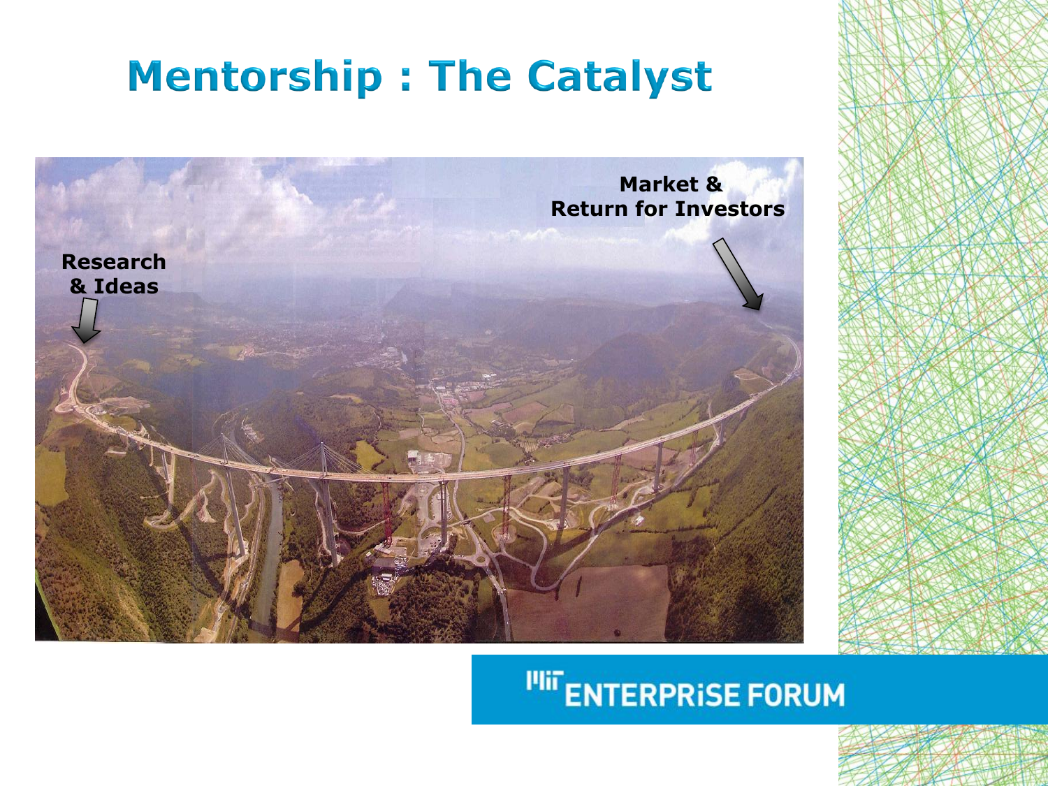# Mentorship : The Catalyst

Research & Ideas

Market & Return for Investors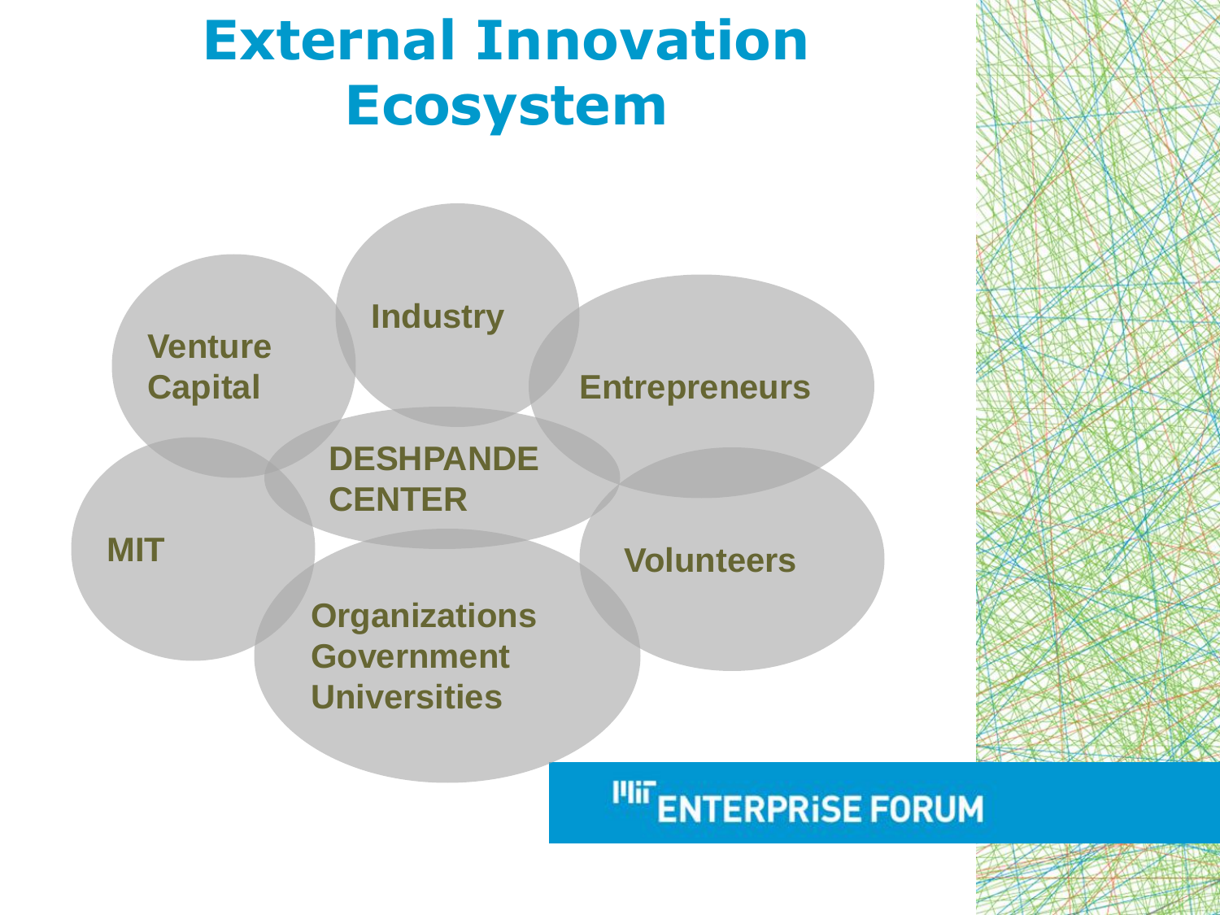# External Innovation Ecosystem

- Venture Capital
- Industry
- Entrepreneurs
- DESHPANDE CENTER
- MIT
- Volunteers
- Organizations Government Universities

MIT ENTERPRISE FORUM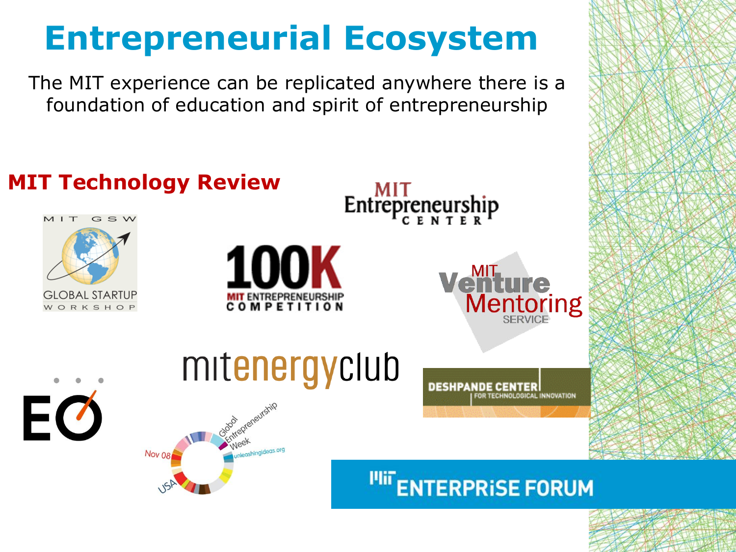# Entrepreneurial Ecosystem

The MIT experience can be replicated anywhere there is a foundation of education and spirit of entrepreneurship

**MIT Technology Review**

MIT Entrepreneurship Center

MIT GSW Global Startup Workshop

100K MIT Entrepreneurship Competition

MIT Venture Mentoring Service

mitenergyclub

EO

Deshpande Center for Technological Innovation

Global Entrepreneurship Week unleashingideas.org Nov 08 USA

MIT Enterprise Forum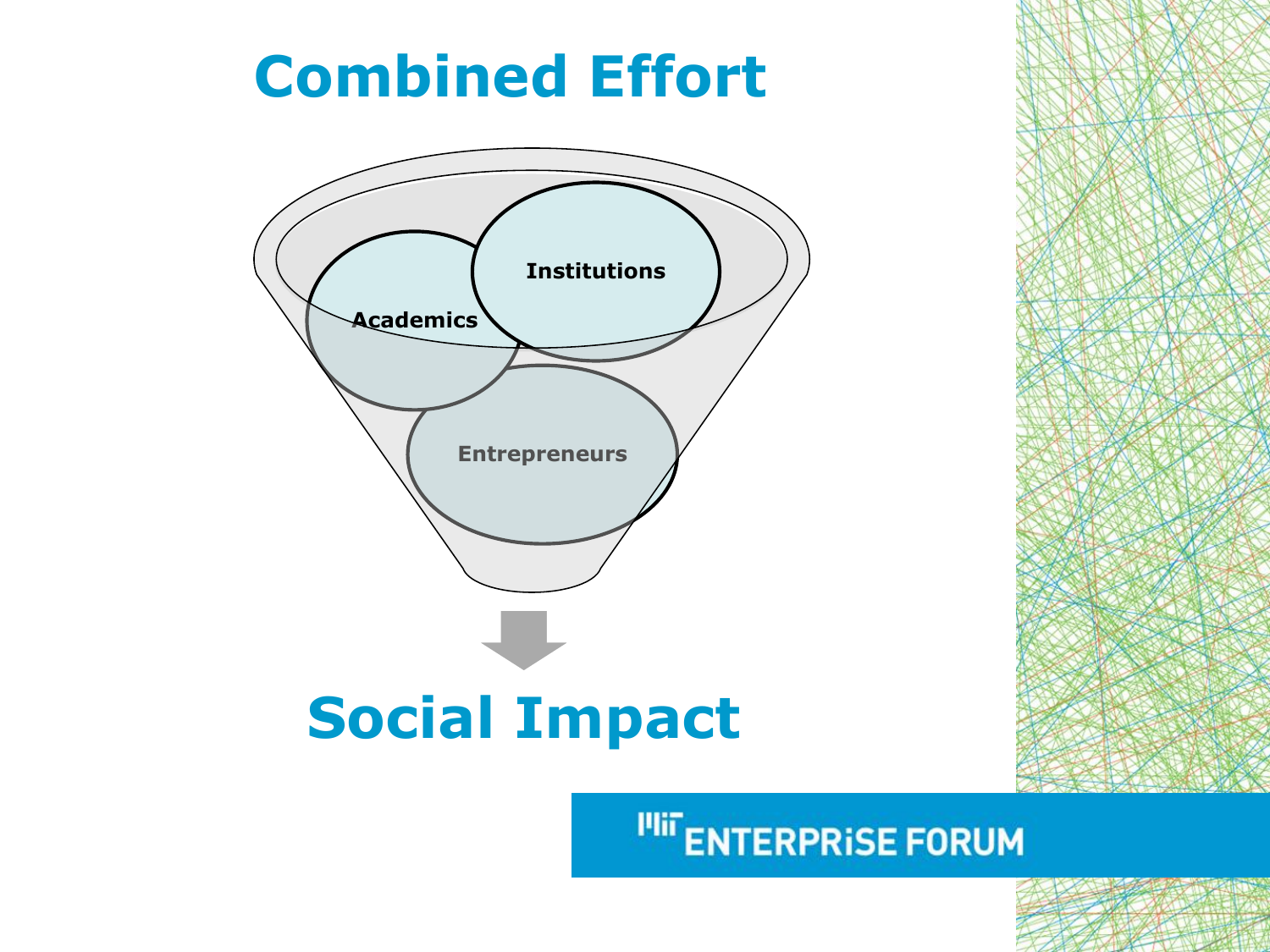# Combined Effort

Institutions

Academics

Entrepreneurs

# Social Impact

MIT ENTERPRISE FORUM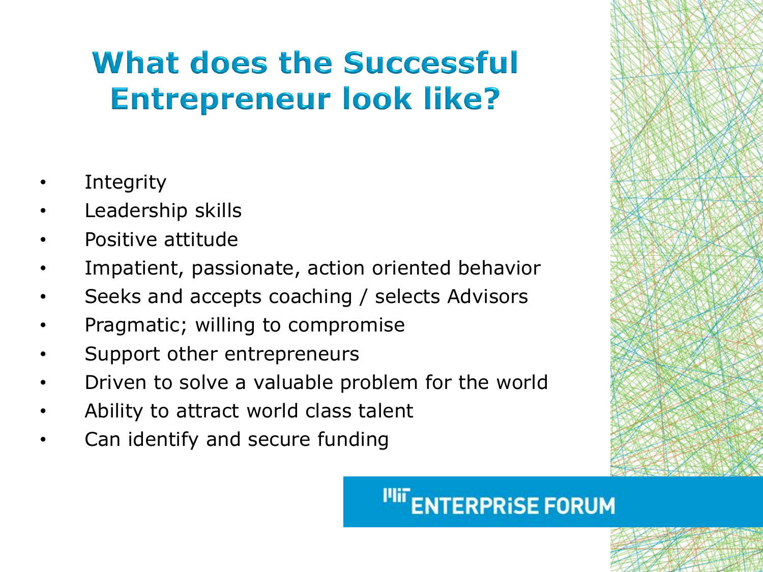# What does the Successful Entrepreneur look like?

- Integrity
- Leadership skills
- Positive attitude
- Impatient, passionate, action oriented behavior
- Seeks and accepts coaching / selects Advisors
- Pragmatic; willing to compromise
- Support other entrepreneurs
- Driven to solve a valuable problem for the world
- Ability to attract world class talent
- Can identify and secure funding

MIT ENTERPRISE FORUM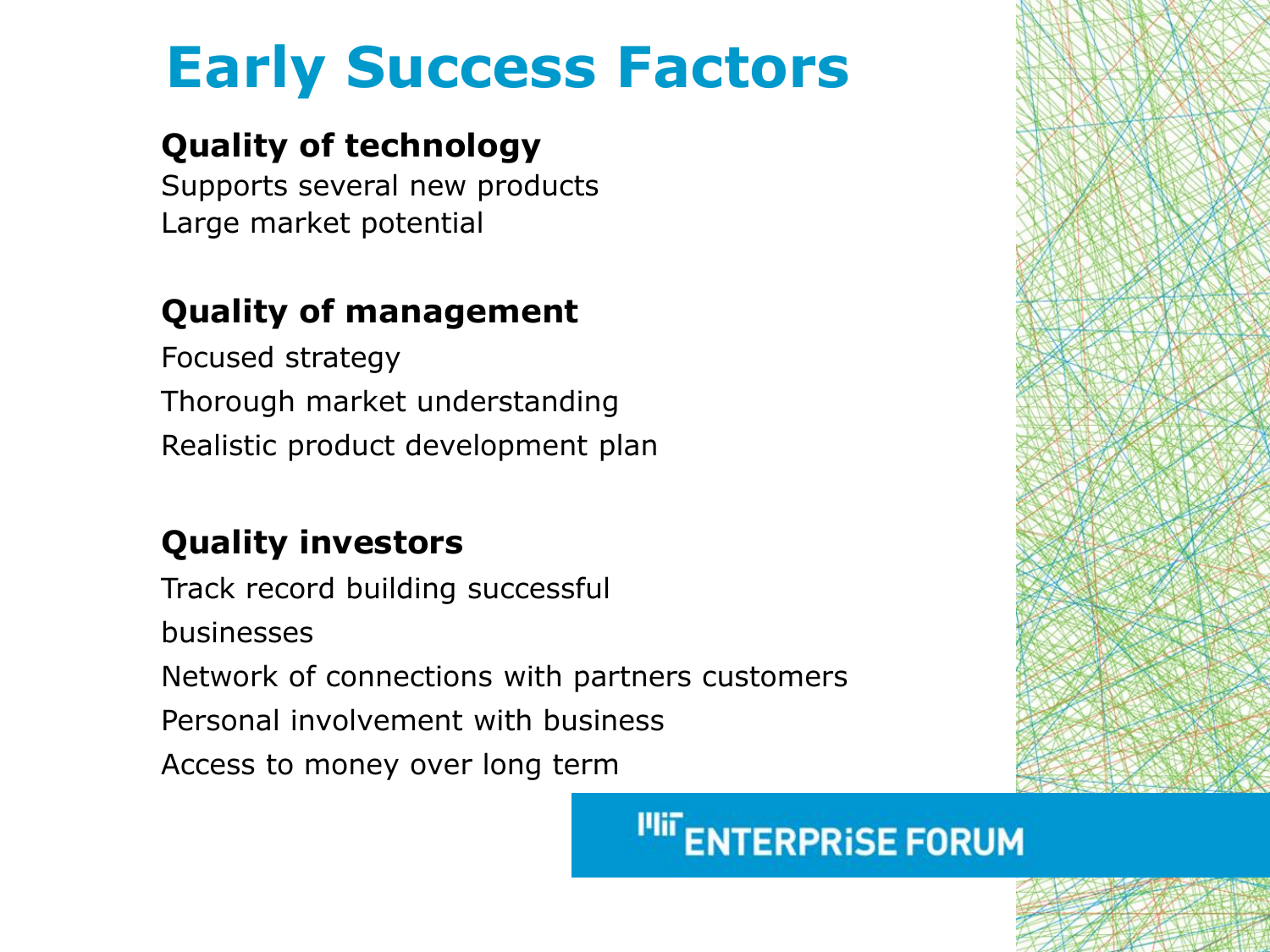# Early Success Factors

**Quality of technology**

Supports several new products
Large market potential

**Quality of management**

Focused strategy
Thorough market understanding
Realistic product development plan

**Quality investors**

Track record building successful businesses
Network of connections with partners customers
Personal involvement with business
Access to money over long term

MIT ENTERPRISE FORUM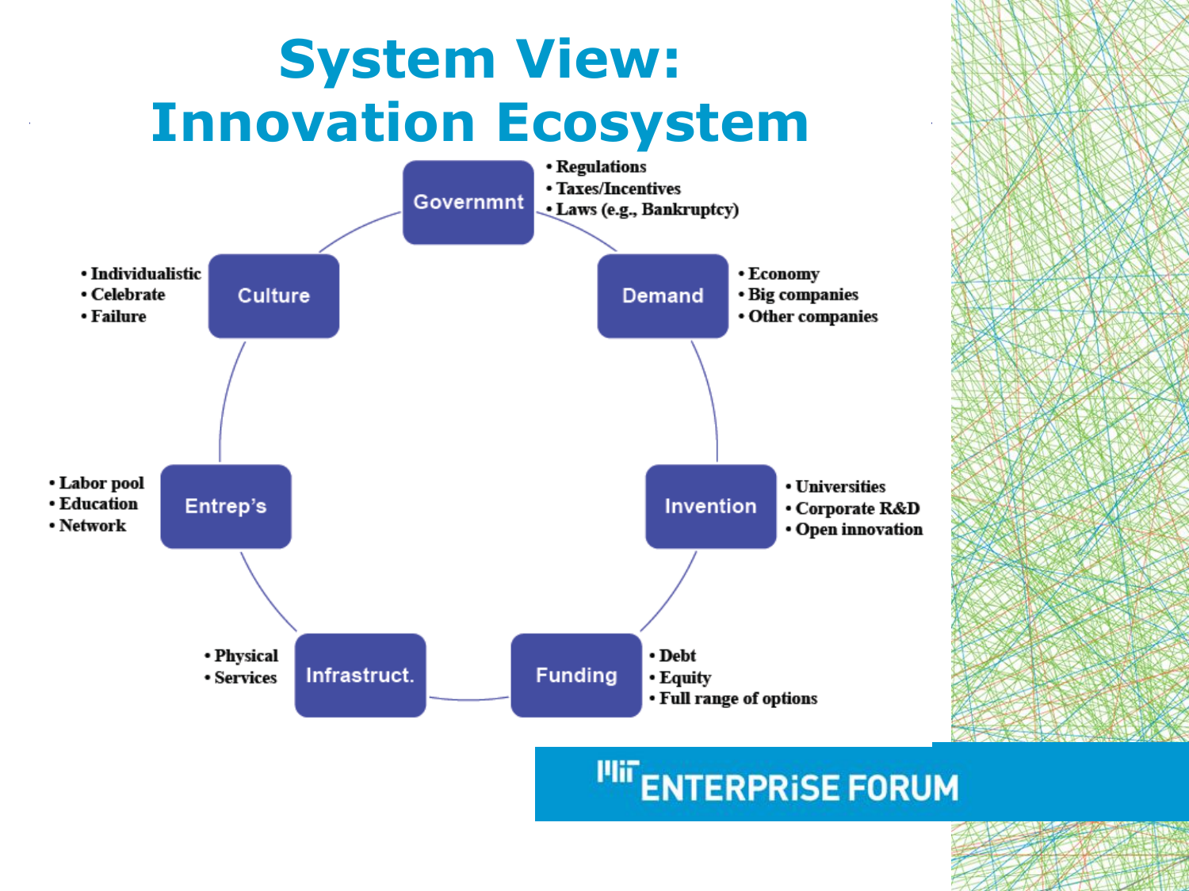# System View: Innovation Ecosystem

**Governmnt**
- Regulations
- Taxes/Incentives
- Laws (e.g., Bankruptcy)

**Demand**
- Economy
- Big companies
- Other companies

**Invention**
- Universities
- Corporate R&D
- Open innovation

**Funding**
- Debt
- Equity
- Full range of options

**Infrastruct.**
- Physical
- Services

**Entrep's**
- Labor pool
- Education
- Network

**Culture**
- Individualistic
- Celebrate
- Failure

MIT ENTERPRISE FORUM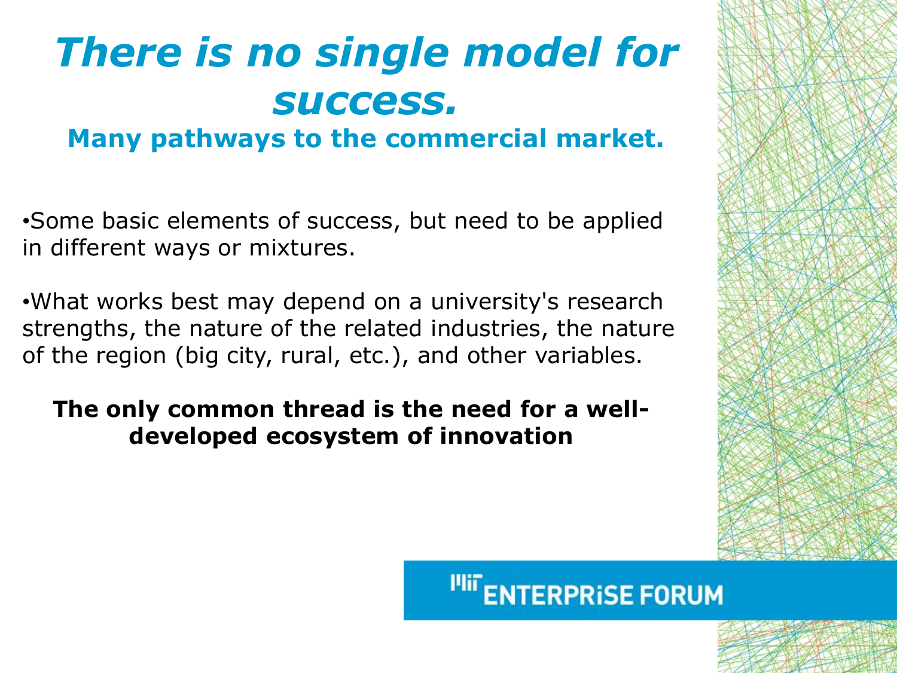# *There is no single model for success.*

## Many pathways to the commercial market.

- Some basic elements of success, but need to be applied in different ways or mixtures.

- What works best may depend on a university's research strengths, the nature of the related industries, the nature of the region (big city, rural, etc.), and other variables.

**The only common thread is the need for a well-developed ecosystem of innovation**

MIT ENTERPRISE FORUM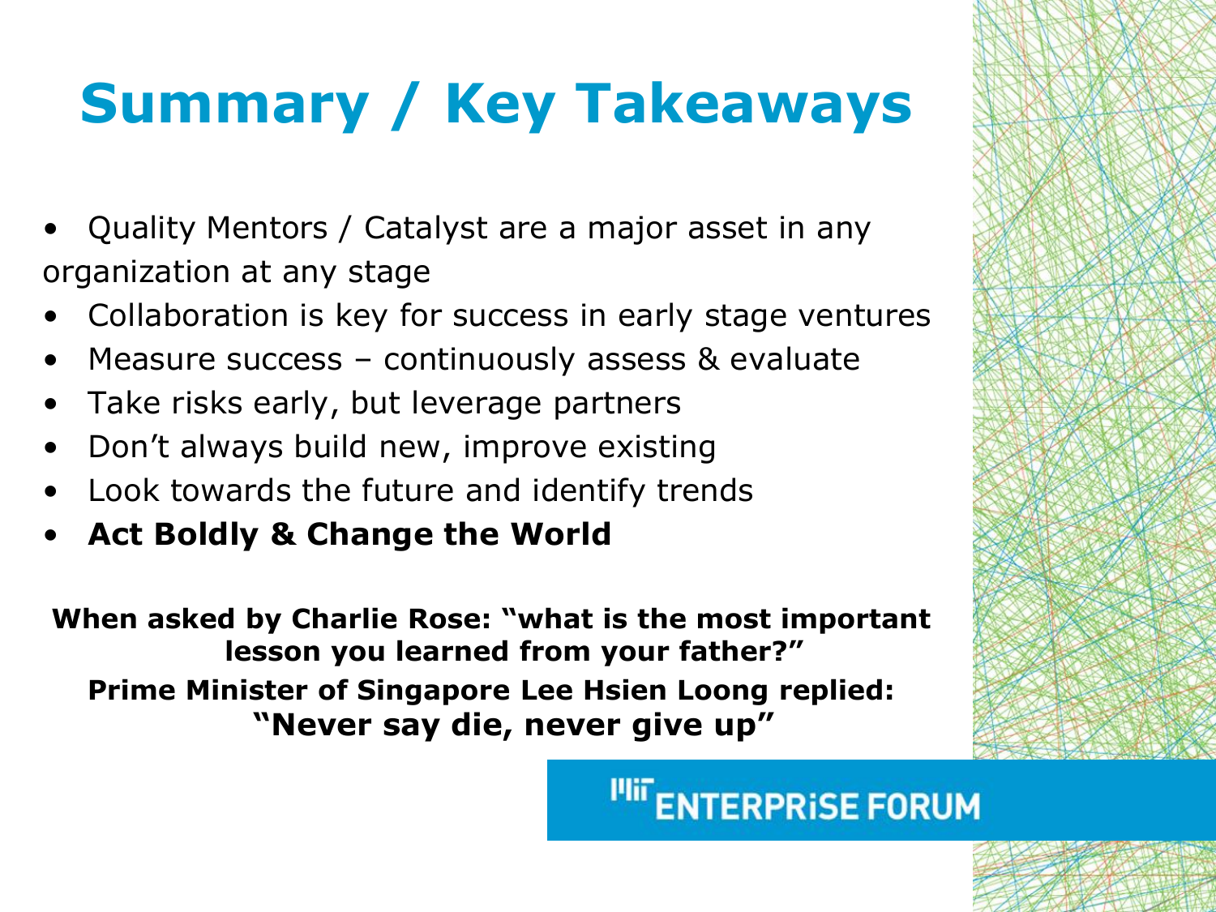# Summary / Key Takeaways

- Quality Mentors / Catalyst are a major asset in any organization at any stage
- Collaboration is key for success in early stage ventures
- Measure success – continuously assess & evaluate
- Take risks early, but leverage partners
- Don't always build new, improve existing
- Look towards the future and identify trends
- **Act Boldly & Change the World**

**When asked by Charlie Rose: "what is the most important lesson you learned from your father?"**

**Prime Minister of Singapore Lee Hsien Loong replied:**

**"Never say die, never give up"**

MIT ENTERPRISE FORUM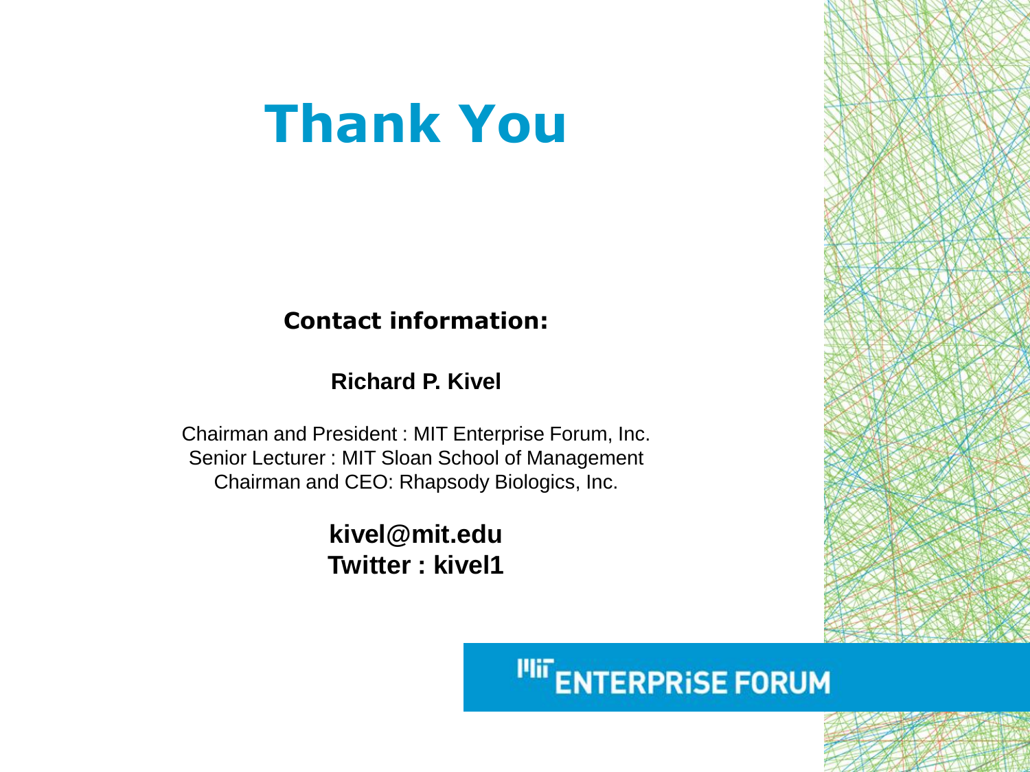# Thank You

**Contact information:**

**Richard P. Kivel**

Chairman and President : MIT Enterprise Forum, Inc.
Senior Lecturer : MIT Sloan School of Management
Chairman and CEO: Rhapsody Biologics, Inc.

**kivel@mit.edu**
**Twitter : kivel1**

MIT ENTERPRISE FORUM